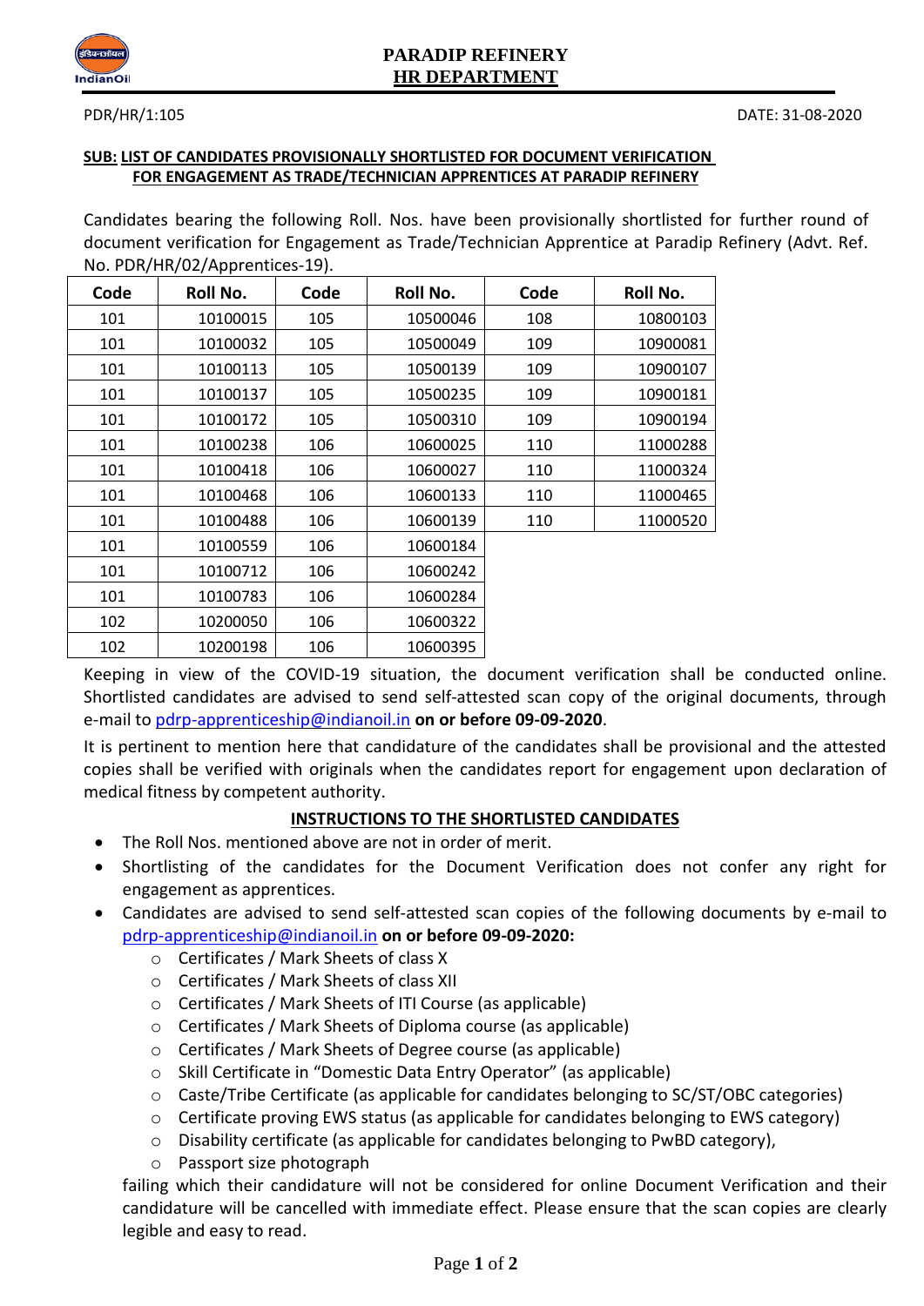**PARADIP REFINERY**
**HR DEPARTMENT**

PDR/HR/1:105

DATE: 31-08-2020

**SUB: LIST OF CANDIDATES PROVISIONALLY SHORTLISTED FOR DOCUMENT VERIFICATION FOR ENGAGEMENT AS TRADE/TECHNICIAN APPRENTICES AT PARADIP REFINERY**

Candidates bearing the following Roll. Nos. have been provisionally shortlisted for further round of document verification for Engagement as Trade/Technician Apprentice at Paradip Refinery (Advt. Ref. No. PDR/HR/02/Apprentices-19).

| Code | Roll No. | Code | Roll No. | Code | Roll No. |
|---|---|---|---|---|---|
| 101 | 10100015 | 105 | 10500046 | 108 | 10800103 |
| 101 | 10100032 | 105 | 10500049 | 109 | 10900081 |
| 101 | 10100113 | 105 | 10500139 | 109 | 10900107 |
| 101 | 10100137 | 105 | 10500235 | 109 | 10900181 |
| 101 | 10100172 | 105 | 10500310 | 109 | 10900194 |
| 101 | 10100238 | 106 | 10600025 | 110 | 11000288 |
| 101 | 10100418 | 106 | 10600027 | 110 | 11000324 |
| 101 | 10100468 | 106 | 10600133 | 110 | 11000465 |
| 101 | 10100488 | 106 | 10600139 | 110 | 11000520 |
| 101 | 10100559 | 106 | 10600184 | | |
| 101 | 10100712 | 106 | 10600242 | | |
| 101 | 10100783 | 106 | 10600284 | | |
| 102 | 10200050 | 106 | 10600322 | | |
| 102 | 10200198 | 106 | 10600395 | | |

Keeping in view of the COVID-19 situation, the document verification shall be conducted online. Shortlisted candidates are advised to send self-attested scan copy of the original documents, through e-mail to pdrp-apprenticeship@indianoil.in **on or before 09-09-2020**.

It is pertinent to mention here that candidature of the candidates shall be provisional and the attested copies shall be verified with originals when the candidates report for engagement upon declaration of medical fitness by competent authority.

**INSTRUCTIONS TO THE SHORTLISTED CANDIDATES**

- The Roll Nos. mentioned above are not in order of merit.
- Shortlisting of the candidates for the Document Verification does not confer any right for engagement as apprentices.
- Candidates are advised to send self-attested scan copies of the following documents by e-mail to pdrp-apprenticeship@indianoil.in **on or before 09-09-2020:**
  - Certificates / Mark Sheets of class X
  - Certificates / Mark Sheets of class XII
  - Certificates / Mark Sheets of ITI Course (as applicable)
  - Certificates / Mark Sheets of Diploma course (as applicable)
  - Certificates / Mark Sheets of Degree course (as applicable)
  - Skill Certificate in "Domestic Data Entry Operator" (as applicable)
  - Caste/Tribe Certificate (as applicable for candidates belonging to SC/ST/OBC categories)
  - Certificate proving EWS status (as applicable for candidates belonging to EWS category)
  - Disability certificate (as applicable for candidates belonging to PwBD category),
  - Passport size photograph

  failing which their candidature will not be considered for online Document Verification and their candidature will be cancelled with immediate effect. Please ensure that the scan copies are clearly legible and easy to read.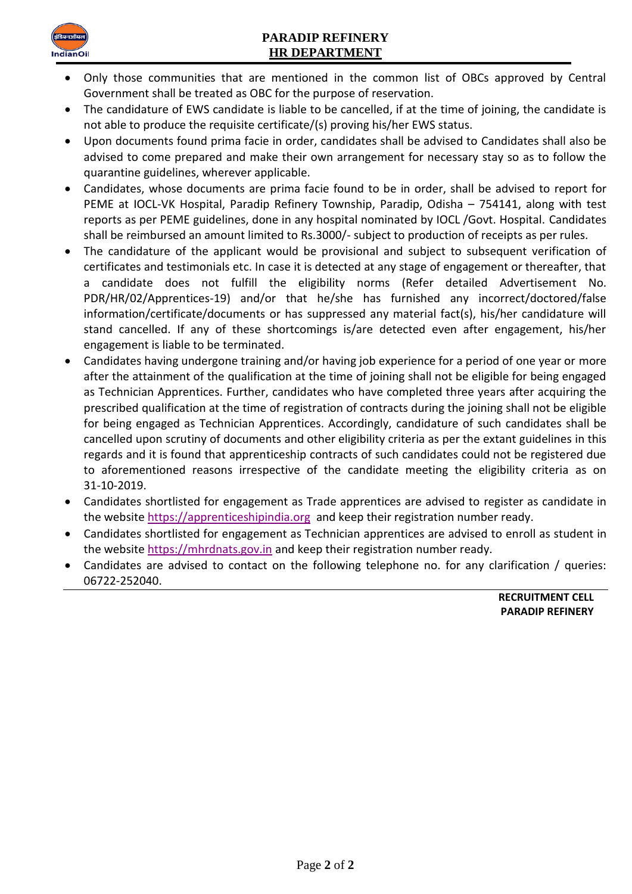- Only those communities that are mentioned in the common list of OBCs approved by Central Government shall be treated as OBC for the purpose of reservation.
- The candidature of EWS candidate is liable to be cancelled, if at the time of joining, the candidate is not able to produce the requisite certificate/(s) proving his/her EWS status.
- Upon documents found prima facie in order, candidates shall be advised to Candidates shall also be advised to come prepared and make their own arrangement for necessary stay so as to follow the quarantine guidelines, wherever applicable.
- Candidates, whose documents are prima facie found to be in order, shall be advised to report for PEME at IOCL-VK Hospital, Paradip Refinery Township, Paradip, Odisha – 754141, along with test reports as per PEME guidelines, done in any hospital nominated by IOCL /Govt. Hospital. Candidates shall be reimbursed an amount limited to Rs.3000/- subject to production of receipts as per rules.
- The candidature of the applicant would be provisional and subject to subsequent verification of certificates and testimonials etc. In case it is detected at any stage of engagement or thereafter, that a candidate does not fulfill the eligibility norms (Refer detailed Advertisement No. PDR/HR/02/Apprentices-19) and/or that he/she has furnished any incorrect/doctored/false information/certificate/documents or has suppressed any material fact(s), his/her candidature will stand cancelled. If any of these shortcomings is/are detected even after engagement, his/her engagement is liable to be terminated.
- Candidates having undergone training and/or having job experience for a period of one year or more after the attainment of the qualification at the time of joining shall not be eligible for being engaged as Technician Apprentices. Further, candidates who have completed three years after acquiring the prescribed qualification at the time of registration of contracts during the joining shall not be eligible for being engaged as Technician Apprentices. Accordingly, candidature of such candidates shall be cancelled upon scrutiny of documents and other eligibility criteria as per the extant guidelines in this regards and it is found that apprenticeship contracts of such candidates could not be registered due to aforementioned reasons irrespective of the candidate meeting the eligibility criteria as on 31-10-2019.
- Candidates shortlisted for engagement as Trade apprentices are advised to register as candidate in the website https://apprenticeshipindia.org and keep their registration number ready.
- Candidates shortlisted for engagement as Technician apprentices are advised to enroll as student in the website https://mhrdnats.gov.in and keep their registration number ready.
- Candidates are advised to contact on the following telephone no. for any clarification / queries: 06722-252040.

**RECRUITMENT CELL**
**PARADIP REFINERY**